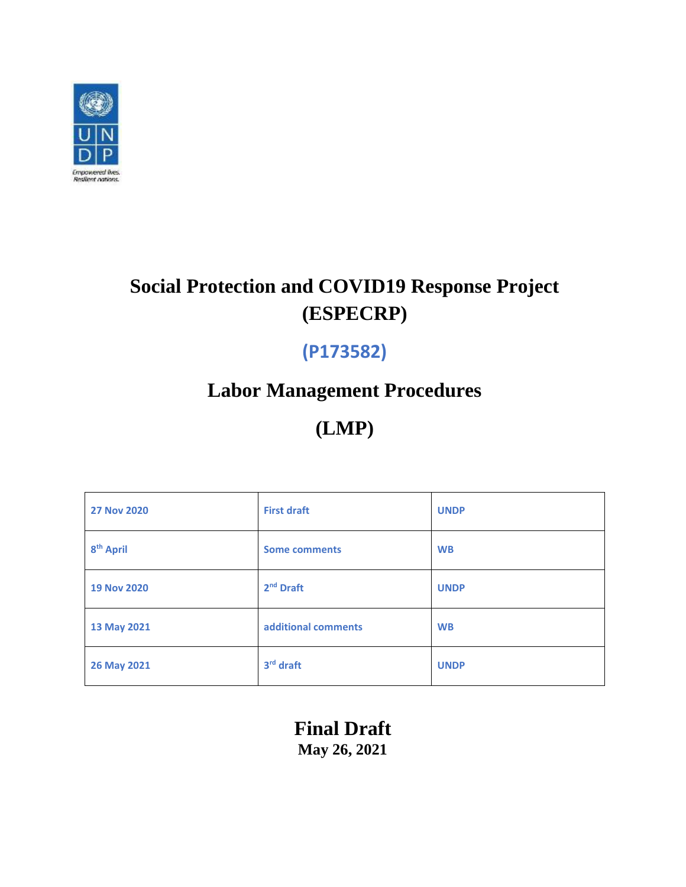# Social Protection and COVID19 Response Project (ESPECRP)

## (P173582)

# Labor Management Procedures

# (LMP)

| 27 Nov 2020 | First draft | UNDP |
|---|---|---|
| 8th April | Some comments | WB |
| 19 Nov 2020 | 2nd Draft | UNDP |
| 13 May 2021 | additional comments | WB |
| 26 May 2021 | 3rd draft | UNDP |

**Final Draft**
**May 26, 2021**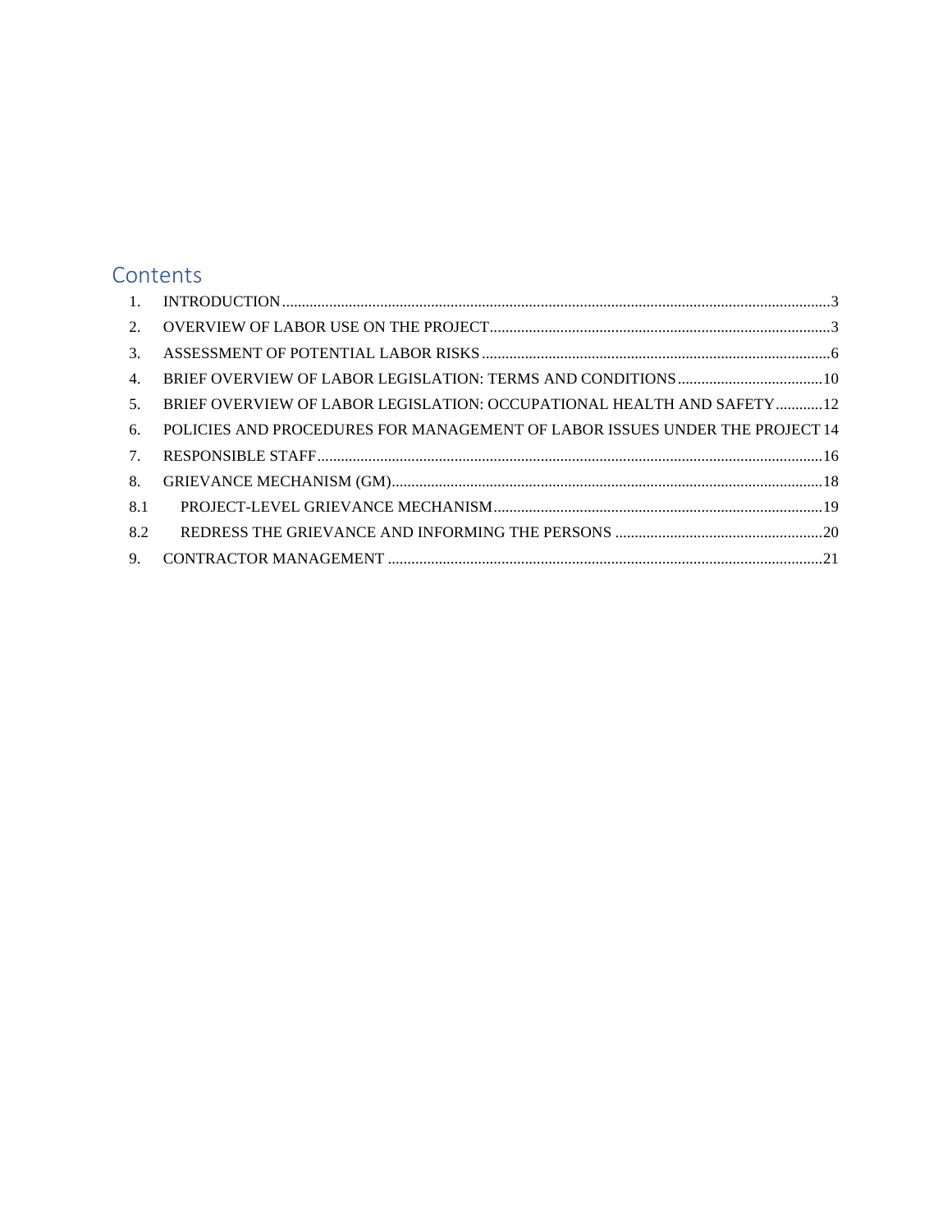# Contents

1. INTRODUCTION .......... 3
2. OVERVIEW OF LABOR USE ON THE PROJECT .......... 3
3. ASSESSMENT OF POTENTIAL LABOR RISKS .......... 6
4. BRIEF OVERVIEW OF LABOR LEGISLATION: TERMS AND CONDITIONS .......... 10
5. BRIEF OVERVIEW OF LABOR LEGISLATION: OCCUPATIONAL HEALTH AND SAFETY .......... 12
6. POLICIES AND PROCEDURES FOR MANAGEMENT OF LABOR ISSUES UNDER THE PROJECT 14
7. RESPONSIBLE STAFF .......... 16
8. GRIEVANCE MECHANISM (GM) .......... 18

   8.1 PROJECT-LEVEL GRIEVANCE MECHANISM .......... 19

   8.2 REDRESS THE GRIEVANCE AND INFORMING THE PERSONS .......... 20

9. CONTRACTOR MANAGEMENT .......... 21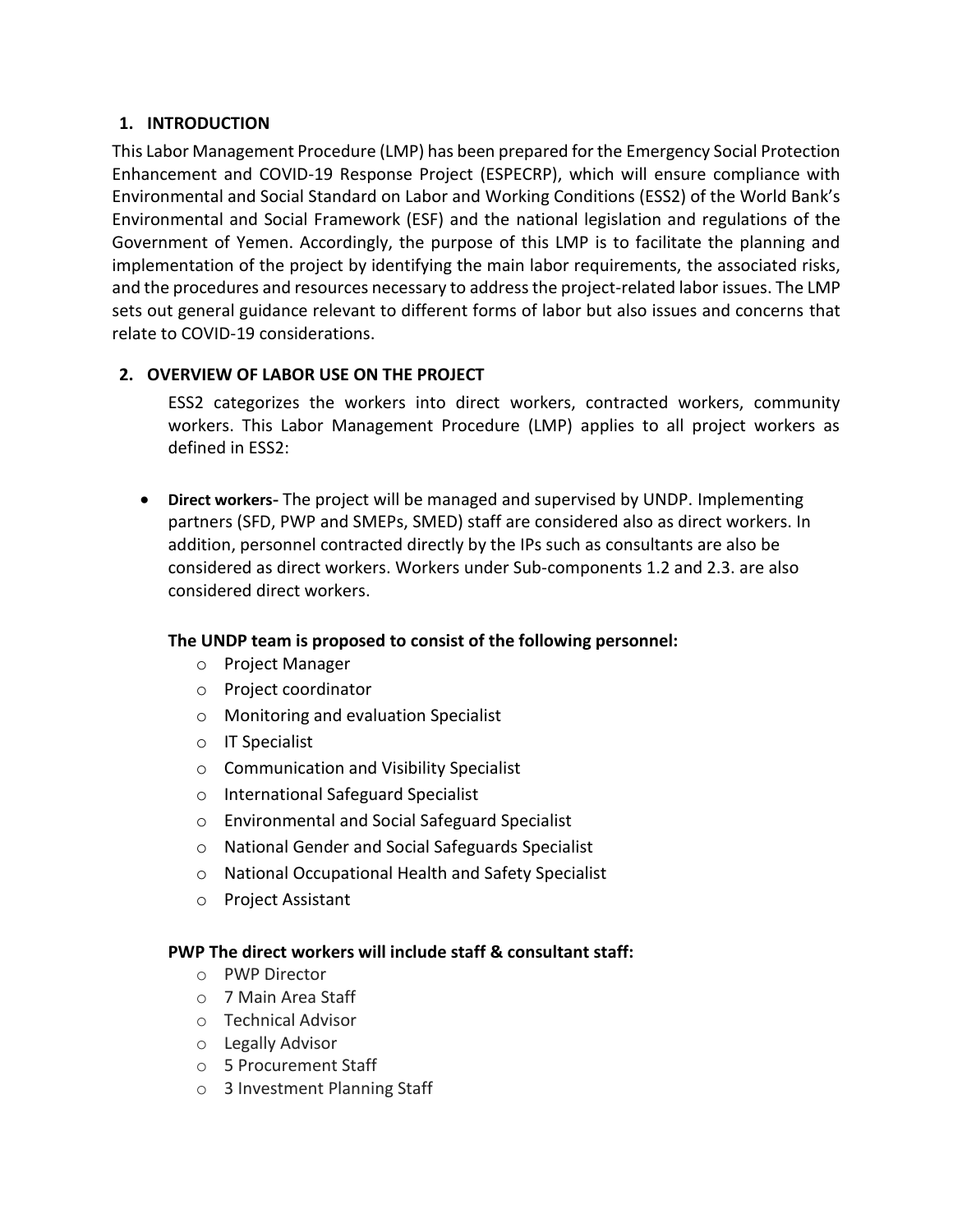## 1. INTRODUCTION

This Labor Management Procedure (LMP) has been prepared for the Emergency Social Protection Enhancement and COVID-19 Response Project (ESPECRP), which will ensure compliance with Environmental and Social Standard on Labor and Working Conditions (ESS2) of the World Bank's Environmental and Social Framework (ESF) and the national legislation and regulations of the Government of Yemen. Accordingly, the purpose of this LMP is to facilitate the planning and implementation of the project by identifying the main labor requirements, the associated risks, and the procedures and resources necessary to address the project-related labor issues. The LMP sets out general guidance relevant to different forms of labor but also issues and concerns that relate to COVID-19 considerations.

## 2. OVERVIEW OF LABOR USE ON THE PROJECT

ESS2 categorizes the workers into direct workers, contracted workers, community workers. This Labor Management Procedure (LMP) applies to all project workers as defined in ESS2:

- **Direct workers-** The project will be managed and supervised by UNDP. Implementing partners (SFD, PWP and SMEPs, SMED) staff are considered also as direct workers. In addition, personnel contracted directly by the IPs such as consultants are also be considered as direct workers. Workers under Sub-components 1.2 and 2.3. are also considered direct workers.

**The UNDP team is proposed to consist of the following personnel:**

- Project Manager
- Project coordinator
- Monitoring and evaluation Specialist
- IT Specialist
- Communication and Visibility Specialist
- International Safeguard Specialist
- Environmental and Social Safeguard Specialist
- National Gender and Social Safeguards Specialist
- National Occupational Health and Safety Specialist
- Project Assistant

**PWP The direct workers will include staff & consultant staff:**

- PWP Director
- 7 Main Area Staff
- Technical Advisor
- Legally Advisor
- 5 Procurement Staff
- 3 Investment Planning Staff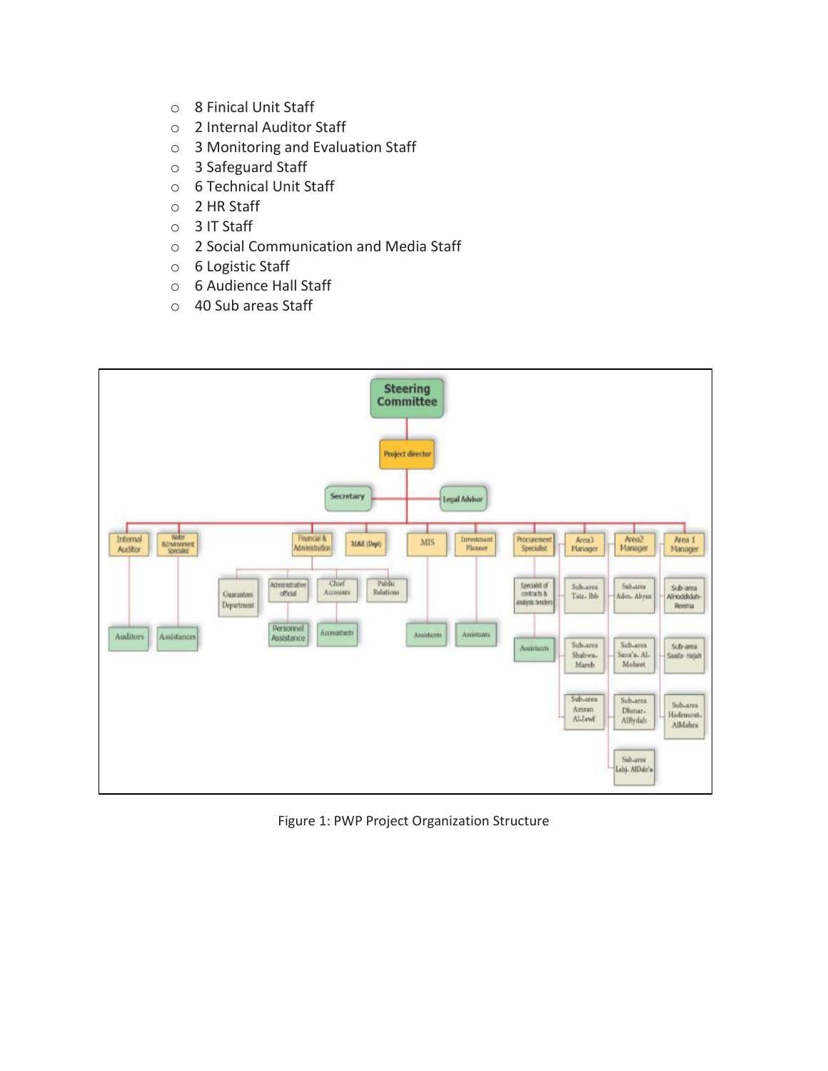- 8 Finical Unit Staff
- 2 Internal Auditor Staff
- 3 Monitoring and Evaluation Staff
- 3 Safeguard Staff
- 6 Technical Unit Staff
- 2 HR Staff
- 3 IT Staff
- 2 Social Communication and Media Staff
- 6 Logistic Staff
- 6 Audience Hall Staff
- 40 Sub areas Staff

Figure 1: PWP Project Organization Structure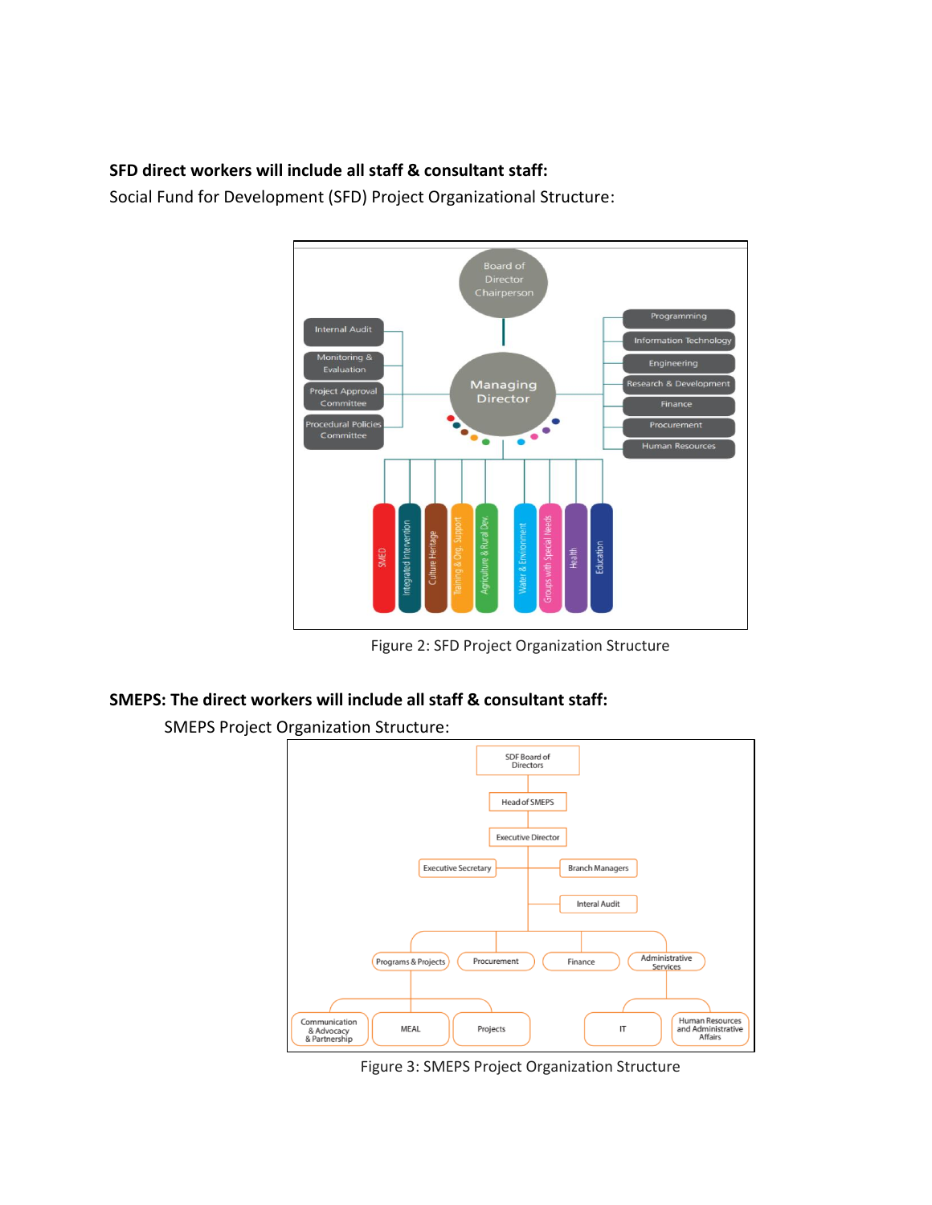**SFD direct workers will include all staff & consultant staff:**

Social Fund for Development (SFD) Project Organizational Structure:

Figure 2: SFD Project Organization Structure

**SMEPS: The direct workers will include all staff & consultant staff:**

SMEPS Project Organization Structure:

Figure 3: SMEPS Project Organization Structure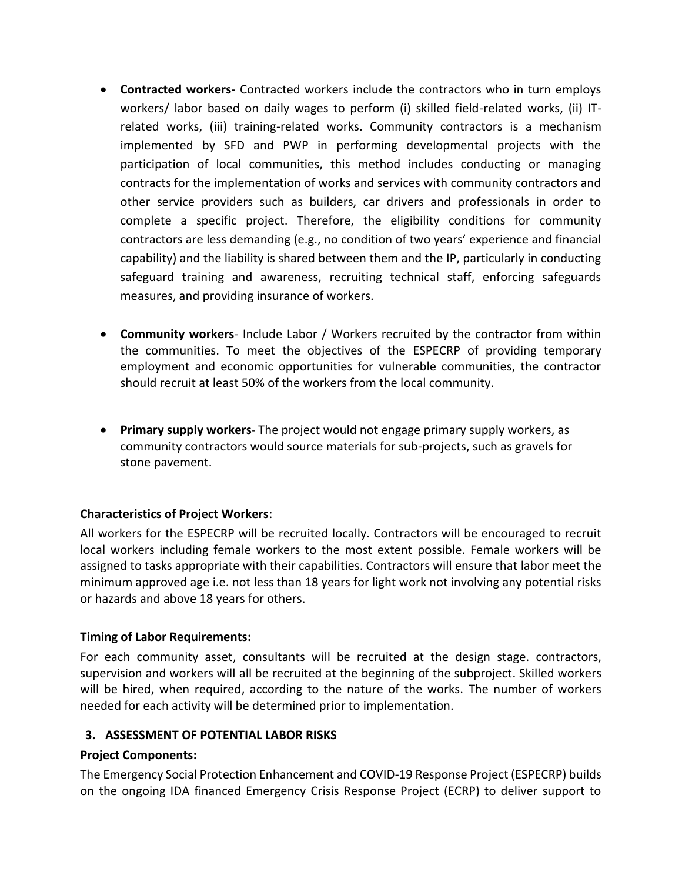- **Contracted workers-** Contracted workers include the contractors who in turn employs workers/ labor based on daily wages to perform (i) skilled field-related works, (ii) IT-related works, (iii) training-related works. Community contractors is a mechanism implemented by SFD and PWP in performing developmental projects with the participation of local communities, this method includes conducting or managing contracts for the implementation of works and services with community contractors and other service providers such as builders, car drivers and professionals in order to complete a specific project. Therefore, the eligibility conditions for community contractors are less demanding (e.g., no condition of two years' experience and financial capability) and the liability is shared between them and the IP, particularly in conducting safeguard training and awareness, recruiting technical staff, enforcing safeguards measures, and providing insurance of workers.

- **Community workers**- Include Labor / Workers recruited by the contractor from within the communities. To meet the objectives of the ESPECRP of providing temporary employment and economic opportunities for vulnerable communities, the contractor should recruit at least 50% of the workers from the local community.

- **Primary supply workers**- The project would not engage primary supply workers, as community contractors would source materials for sub-projects, such as gravels for stone pavement.

**Characteristics of Project Workers**:

All workers for the ESPECRP will be recruited locally. Contractors will be encouraged to recruit local workers including female workers to the most extent possible. Female workers will be assigned to tasks appropriate with their capabilities. Contractors will ensure that labor meet the minimum approved age i.e. not less than 18 years for light work not involving any potential risks or hazards and above 18 years for others.

**Timing of Labor Requirements:**

For each community asset, consultants will be recruited at the design stage. contractors, supervision and workers will all be recruited at the beginning of the subproject. Skilled workers will be hired, when required, according to the nature of the works. The number of workers needed for each activity will be determined prior to implementation.

## 3. ASSESSMENT OF POTENTIAL LABOR RISKS

**Project Components:**

The Emergency Social Protection Enhancement and COVID-19 Response Project (ESPECRP) builds on the ongoing IDA financed Emergency Crisis Response Project (ECRP) to deliver support to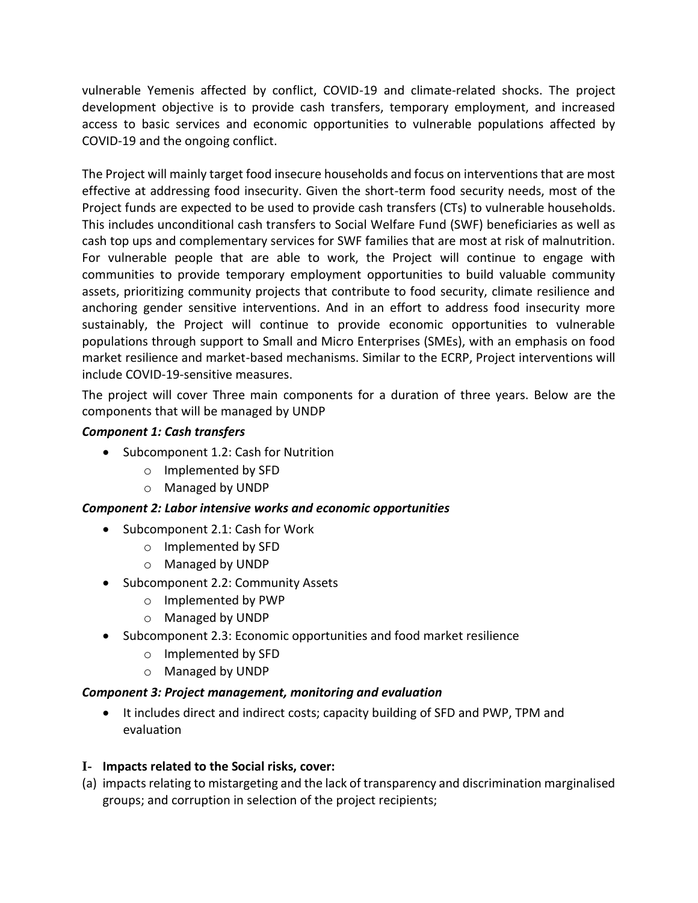vulnerable Yemenis affected by conflict, COVID-19 and climate-related shocks. The project development objective is to provide cash transfers, temporary employment, and increased access to basic services and economic opportunities to vulnerable populations affected by COVID-19 and the ongoing conflict.

The Project will mainly target food insecure households and focus on interventions that are most effective at addressing food insecurity. Given the short-term food security needs, most of the Project funds are expected to be used to provide cash transfers (CTs) to vulnerable households. This includes unconditional cash transfers to Social Welfare Fund (SWF) beneficiaries as well as cash top ups and complementary services for SWF families that are most at risk of malnutrition. For vulnerable people that are able to work, the Project will continue to engage with communities to provide temporary employment opportunities to build valuable community assets, prioritizing community projects that contribute to food security, climate resilience and anchoring gender sensitive interventions. And in an effort to address food insecurity more sustainably, the Project will continue to provide economic opportunities to vulnerable populations through support to Small and Micro Enterprises (SMEs), with an emphasis on food market resilience and market-based mechanisms. Similar to the ECRP, Project interventions will include COVID-19-sensitive measures.

The project will cover Three main components for a duration of three years. Below are the components that will be managed by UNDP

***Component 1: Cash transfers***

- Subcomponent 1.2: Cash for Nutrition
  - Implemented by SFD
  - Managed by UNDP

***Component 2: Labor intensive works and economic opportunities***

- Subcomponent 2.1: Cash for Work
  - Implemented by SFD
  - Managed by UNDP
- Subcomponent 2.2: Community Assets
  - Implemented by PWP
  - Managed by UNDP
- Subcomponent 2.3: Economic opportunities and food market resilience
  - Implemented by SFD
  - Managed by UNDP

***Component 3: Project management, monitoring and evaluation***

- It includes direct and indirect costs; capacity building of SFD and PWP, TPM and evaluation

## I- Impacts related to the Social risks, cover:

(a) impacts relating to mistargeting and the lack of transparency and discrimination marginalised groups; and corruption in selection of the project recipients;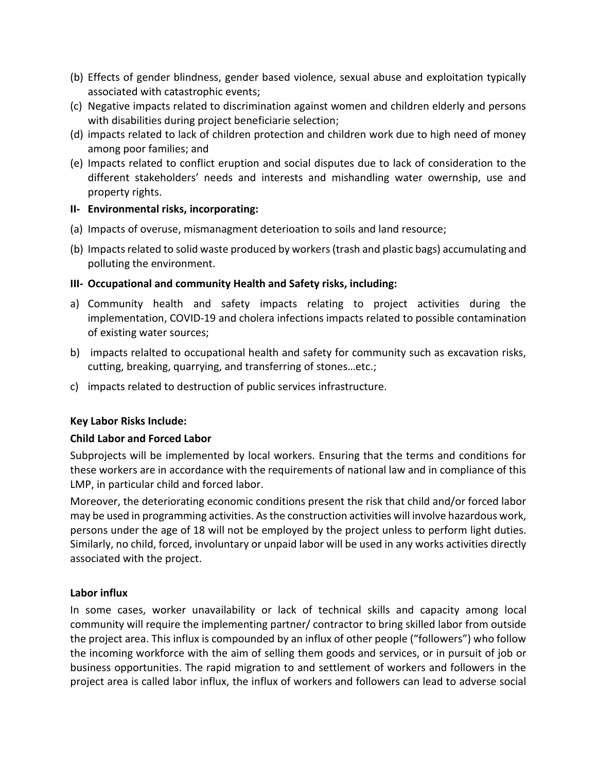(b) Effects of gender blindness, gender based violence, sexual abuse and exploitation typically associated with catastrophic events;

(c) Negative impacts related to discrimination against women and children elderly and persons with disabilities during project beneficiarie selection;

(d) impacts related to lack of children protection and children work due to high need of money among poor families; and

(e) Impacts related to conflict eruption and social disputes due to lack of consideration to the different stakeholders' needs and interests and mishandling water owernship, use and property rights.

**II- Environmental risks, incorporating:**

(a) Impacts of overuse, mismanagment deterioation to soils and land resource;

(b) Impacts related to solid waste produced by workers (trash and plastic bags) accumulating and polluting the environment.

**III- Occupational and community Health and Safety risks, including:**

a) Community health and safety impacts relating to project activities during the implementation, COVID-19 and cholera infections impacts related to possible contamination of existing water sources;

b) impacts relalted to occupational health and safety for community such as excavation risks, cutting, breaking, quarrying, and transferring of stones…etc.;

c) impacts related to destruction of public services infrastructure.

**Key Labor Risks Include:**

**Child Labor and Forced Labor**

Subprojects will be implemented by local workers. Ensuring that the terms and conditions for these workers are in accordance with the requirements of national law and in compliance of this LMP, in particular child and forced labor.

Moreover, the deteriorating economic conditions present the risk that child and/or forced labor may be used in programming activities. As the construction activities will involve hazardous work, persons under the age of 18 will not be employed by the project unless to perform light duties. Similarly, no child, forced, involuntary or unpaid labor will be used in any works activities directly associated with the project.

**Labor influx**

In some cases, worker unavailability or lack of technical skills and capacity among local community will require the implementing partner/ contractor to bring skilled labor from outside the project area. This influx is compounded by an influx of other people ("followers") who follow the incoming workforce with the aim of selling them goods and services, or in pursuit of job or business opportunities. The rapid migration to and settlement of workers and followers in the project area is called labor influx, the influx of workers and followers can lead to adverse social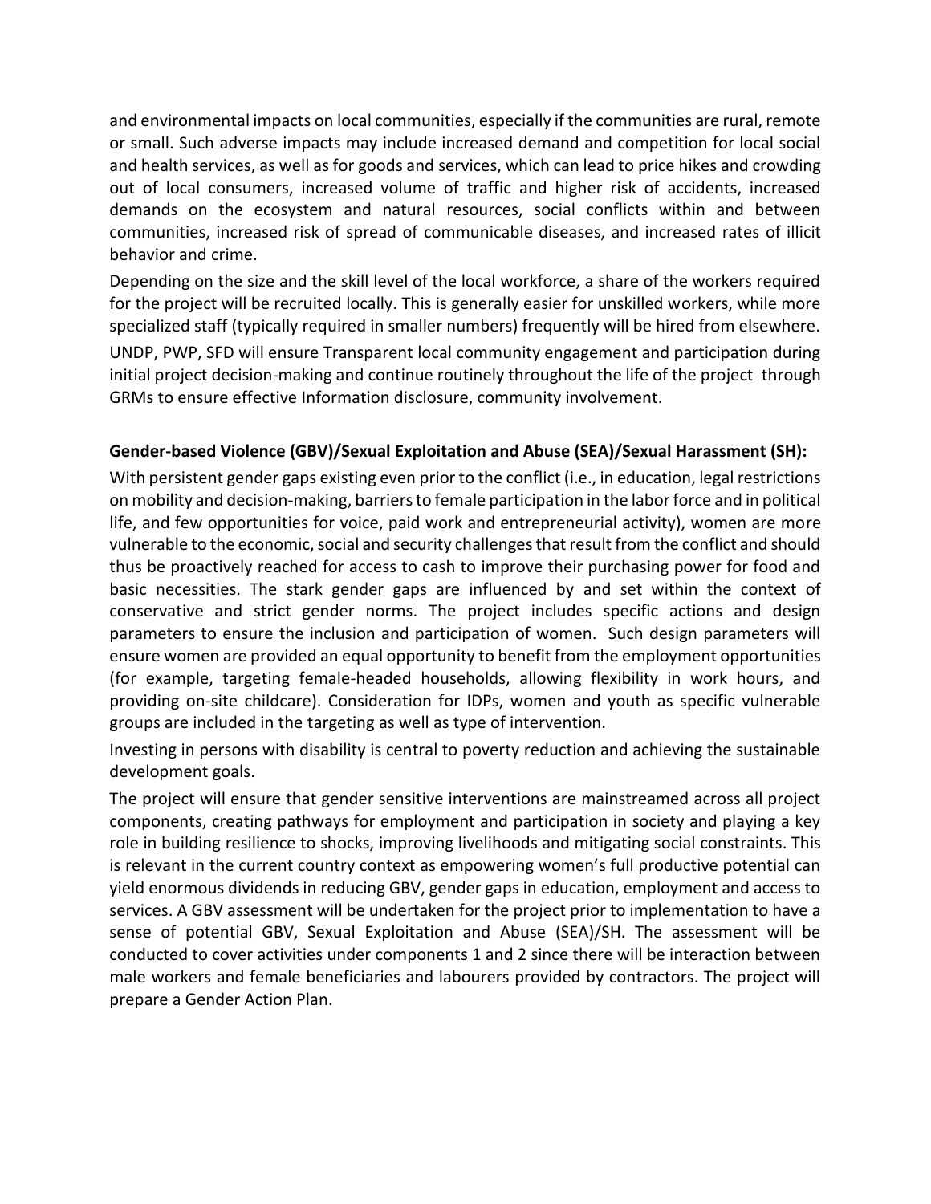and environmental impacts on local communities, especially if the communities are rural, remote or small. Such adverse impacts may include increased demand and competition for local social and health services, as well as for goods and services, which can lead to price hikes and crowding out of local consumers, increased volume of traffic and higher risk of accidents, increased demands on the ecosystem and natural resources, social conflicts within and between communities, increased risk of spread of communicable diseases, and increased rates of illicit behavior and crime.

Depending on the size and the skill level of the local workforce, a share of the workers required for the project will be recruited locally. This is generally easier for unskilled workers, while more specialized staff (typically required in smaller numbers) frequently will be hired from elsewhere.

UNDP, PWP, SFD will ensure Transparent local community engagement and participation during initial project decision-making and continue routinely throughout the life of the project through GRMs to ensure effective Information disclosure, community involvement.

**Gender-based Violence (GBV)/Sexual Exploitation and Abuse (SEA)/Sexual Harassment (SH):**

With persistent gender gaps existing even prior to the conflict (i.e., in education, legal restrictions on mobility and decision-making, barriers to female participation in the labor force and in political life, and few opportunities for voice, paid work and entrepreneurial activity), women are more vulnerable to the economic, social and security challenges that result from the conflict and should thus be proactively reached for access to cash to improve their purchasing power for food and basic necessities. The stark gender gaps are influenced by and set within the context of conservative and strict gender norms. The project includes specific actions and design parameters to ensure the inclusion and participation of women. Such design parameters will ensure women are provided an equal opportunity to benefit from the employment opportunities (for example, targeting female-headed households, allowing flexibility in work hours, and providing on-site childcare). Consideration for IDPs, women and youth as specific vulnerable groups are included in the targeting as well as type of intervention.

Investing in persons with disability is central to poverty reduction and achieving the sustainable development goals.

The project will ensure that gender sensitive interventions are mainstreamed across all project components, creating pathways for employment and participation in society and playing a key role in building resilience to shocks, improving livelihoods and mitigating social constraints. This is relevant in the current country context as empowering women's full productive potential can yield enormous dividends in reducing GBV, gender gaps in education, employment and access to services. A GBV assessment will be undertaken for the project prior to implementation to have a sense of potential GBV, Sexual Exploitation and Abuse (SEA)/SH. The assessment will be conducted to cover activities under components 1 and 2 since there will be interaction between male workers and female beneficiaries and labourers provided by contractors. The project will prepare a Gender Action Plan.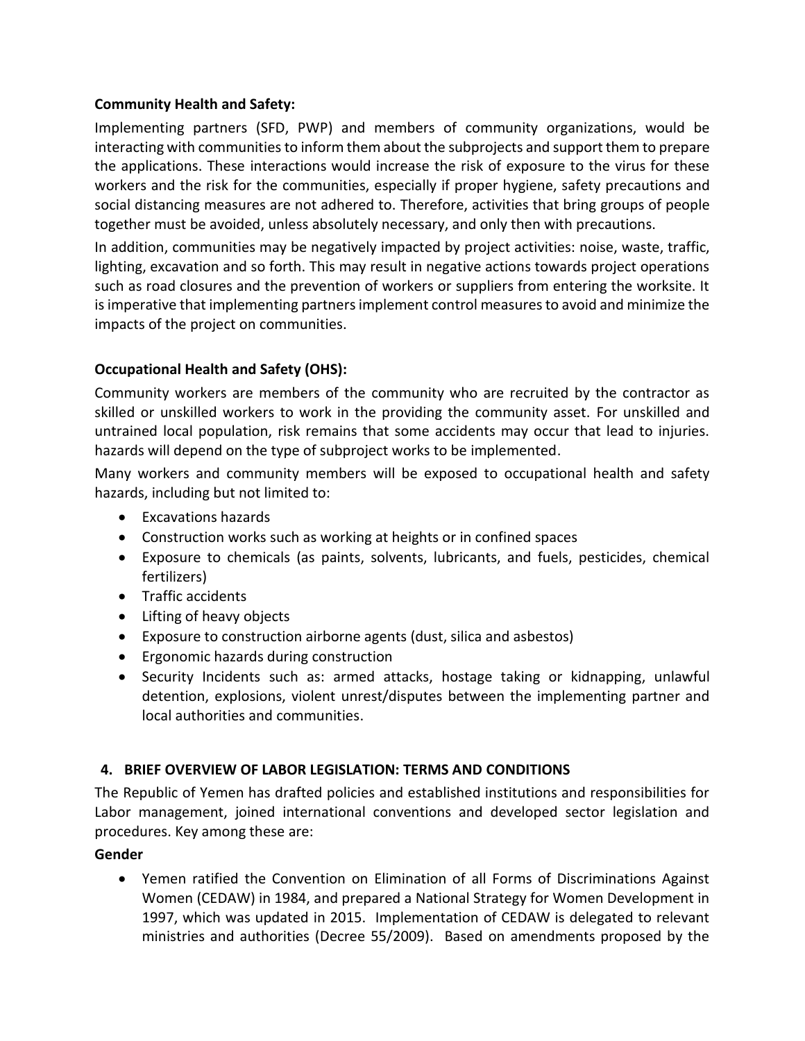**Community Health and Safety:**

Implementing partners (SFD, PWP) and members of community organizations, would be interacting with communities to inform them about the subprojects and support them to prepare the applications. These interactions would increase the risk of exposure to the virus for these workers and the risk for the communities, especially if proper hygiene, safety precautions and social distancing measures are not adhered to. Therefore, activities that bring groups of people together must be avoided, unless absolutely necessary, and only then with precautions.

In addition, communities may be negatively impacted by project activities: noise, waste, traffic, lighting, excavation and so forth. This may result in negative actions towards project operations such as road closures and the prevention of workers or suppliers from entering the worksite. It is imperative that implementing partners implement control measures to avoid and minimize the impacts of the project on communities.

**Occupational Health and Safety (OHS):**

Community workers are members of the community who are recruited by the contractor as skilled or unskilled workers to work in the providing the community asset. For unskilled and untrained local population, risk remains that some accidents may occur that lead to injuries. hazards will depend on the type of subproject works to be implemented.

Many workers and community members will be exposed to occupational health and safety hazards, including but not limited to:

- Excavations hazards
- Construction works such as working at heights or in confined spaces
- Exposure to chemicals (as paints, solvents, lubricants, and fuels, pesticides, chemical fertilizers)
- Traffic accidents
- Lifting of heavy objects
- Exposure to construction airborne agents (dust, silica and asbestos)
- Ergonomic hazards during construction
- Security Incidents such as: armed attacks, hostage taking or kidnapping, unlawful detention, explosions, violent unrest/disputes between the implementing partner and local authorities and communities.

## 4. BRIEF OVERVIEW OF LABOR LEGISLATION: TERMS AND CONDITIONS

The Republic of Yemen has drafted policies and established institutions and responsibilities for Labor management, joined international conventions and developed sector legislation and procedures. Key among these are:

**Gender**

- Yemen ratified the Convention on Elimination of all Forms of Discriminations Against Women (CEDAW) in 1984, and prepared a National Strategy for Women Development in 1997, which was updated in 2015. Implementation of CEDAW is delegated to relevant ministries and authorities (Decree 55/2009). Based on amendments proposed by the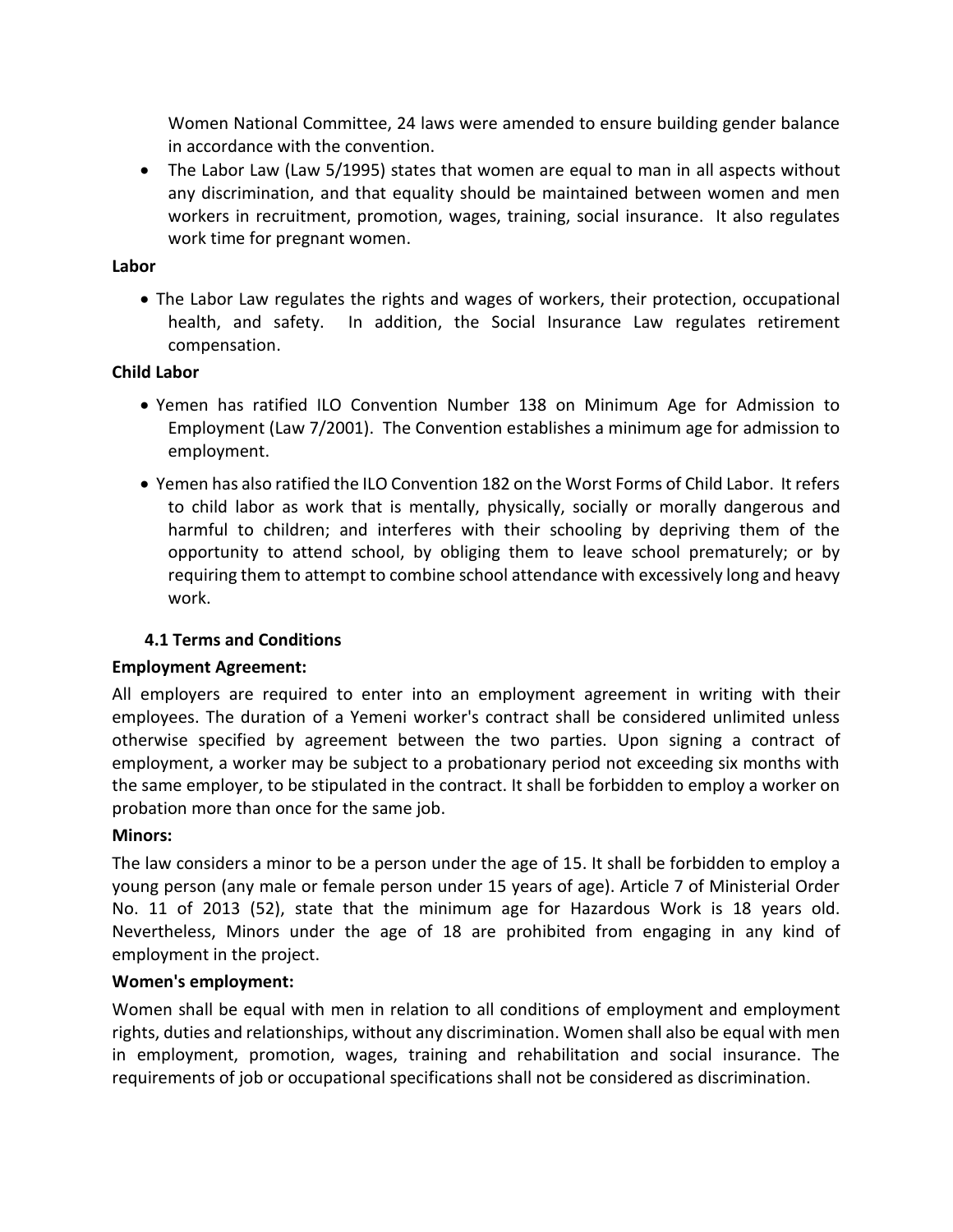Women National Committee, 24 laws were amended to ensure building gender balance in accordance with the convention.

- The Labor Law (Law 5/1995) states that women are equal to man in all aspects without any discrimination, and that equality should be maintained between women and men workers in recruitment, promotion, wages, training, social insurance. It also regulates work time for pregnant women.

**Labor**

- The Labor Law regulates the rights and wages of workers, their protection, occupational health, and safety. In addition, the Social Insurance Law regulates retirement compensation.

**Child Labor**

- Yemen has ratified ILO Convention Number 138 on Minimum Age for Admission to Employment (Law 7/2001). The Convention establishes a minimum age for admission to employment.
- Yemen has also ratified the ILO Convention 182 on the Worst Forms of Child Labor. It refers to child labor as work that is mentally, physically, socially or morally dangerous and harmful to children; and interferes with their schooling by depriving them of the opportunity to attend school, by obliging them to leave school prematurely; or by requiring them to attempt to combine school attendance with excessively long and heavy work.

### 4.1 Terms and Conditions

**Employment Agreement:**

All employers are required to enter into an employment agreement in writing with their employees. The duration of a Yemeni worker's contract shall be considered unlimited unless otherwise specified by agreement between the two parties. Upon signing a contract of employment, a worker may be subject to a probationary period not exceeding six months with the same employer, to be stipulated in the contract. It shall be forbidden to employ a worker on probation more than once for the same job.

**Minors:**

The law considers a minor to be a person under the age of 15. It shall be forbidden to employ a young person (any male or female person under 15 years of age). Article 7 of Ministerial Order No. 11 of 2013 (52), state that the minimum age for Hazardous Work is 18 years old. Nevertheless, Minors under the age of 18 are prohibited from engaging in any kind of employment in the project.

**Women's employment:**

Women shall be equal with men in relation to all conditions of employment and employment rights, duties and relationships, without any discrimination. Women shall also be equal with men in employment, promotion, wages, training and rehabilitation and social insurance. The requirements of job or occupational specifications shall not be considered as discrimination.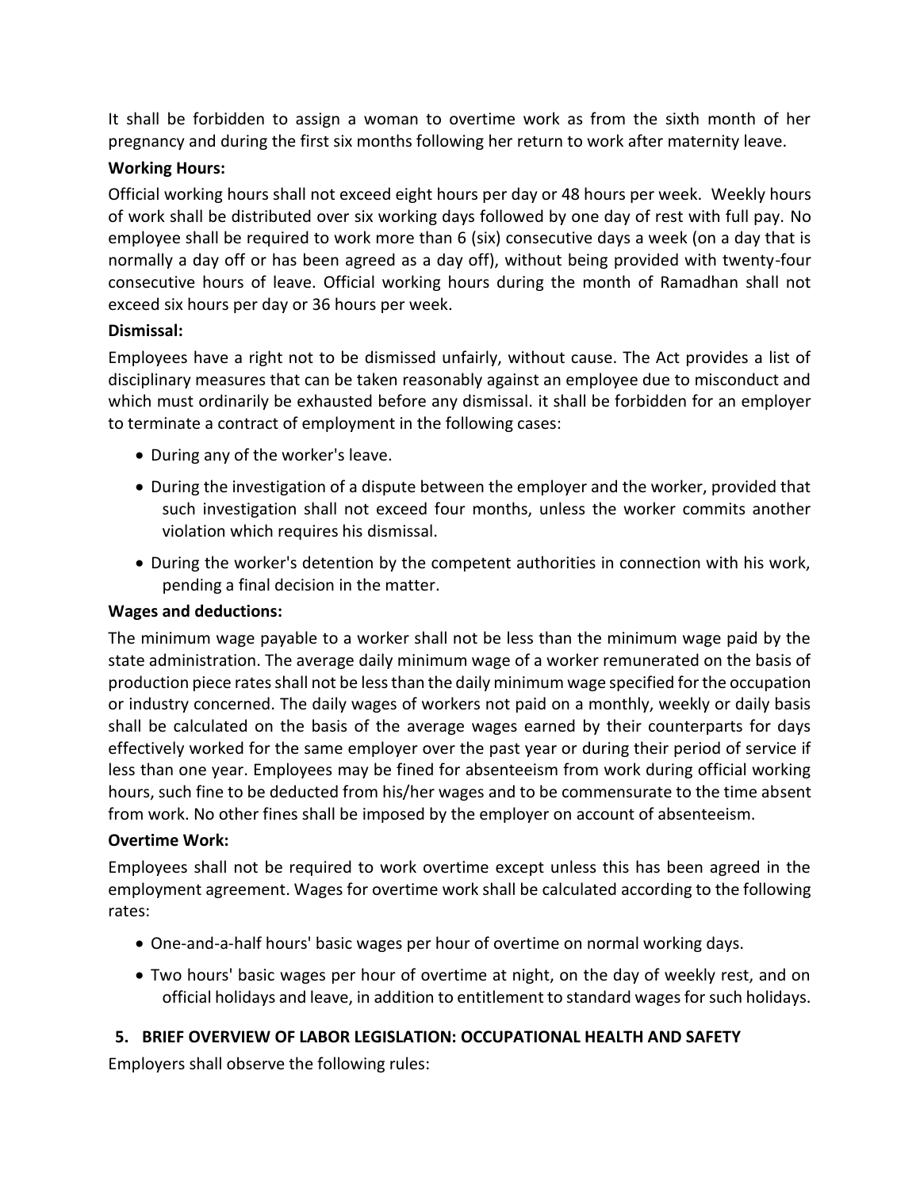It shall be forbidden to assign a woman to overtime work as from the sixth month of her pregnancy and during the first six months following her return to work after maternity leave.

**Working Hours:**

Official working hours shall not exceed eight hours per day or 48 hours per week. Weekly hours of work shall be distributed over six working days followed by one day of rest with full pay. No employee shall be required to work more than 6 (six) consecutive days a week (on a day that is normally a day off or has been agreed as a day off), without being provided with twenty-four consecutive hours of leave. Official working hours during the month of Ramadhan shall not exceed six hours per day or 36 hours per week.

**Dismissal:**

Employees have a right not to be dismissed unfairly, without cause. The Act provides a list of disciplinary measures that can be taken reasonably against an employee due to misconduct and which must ordinarily be exhausted before any dismissal. it shall be forbidden for an employer to terminate a contract of employment in the following cases:

- During any of the worker's leave.
- During the investigation of a dispute between the employer and the worker, provided that such investigation shall not exceed four months, unless the worker commits another violation which requires his dismissal.
- During the worker's detention by the competent authorities in connection with his work, pending a final decision in the matter.

**Wages and deductions:**

The minimum wage payable to a worker shall not be less than the minimum wage paid by the state administration. The average daily minimum wage of a worker remunerated on the basis of production piece rates shall not be less than the daily minimum wage specified for the occupation or industry concerned. The daily wages of workers not paid on a monthly, weekly or daily basis shall be calculated on the basis of the average wages earned by their counterparts for days effectively worked for the same employer over the past year or during their period of service if less than one year. Employees may be fined for absenteeism from work during official working hours, such fine to be deducted from his/her wages and to be commensurate to the time absent from work. No other fines shall be imposed by the employer on account of absenteeism.

**Overtime Work:**

Employees shall not be required to work overtime except unless this has been agreed in the employment agreement. Wages for overtime work shall be calculated according to the following rates:

- One-and-a-half hours' basic wages per hour of overtime on normal working days.
- Two hours' basic wages per hour of overtime at night, on the day of weekly rest, and on official holidays and leave, in addition to entitlement to standard wages for such holidays.

## 5. BRIEF OVERVIEW OF LABOR LEGISLATION: OCCUPATIONAL HEALTH AND SAFETY

Employers shall observe the following rules: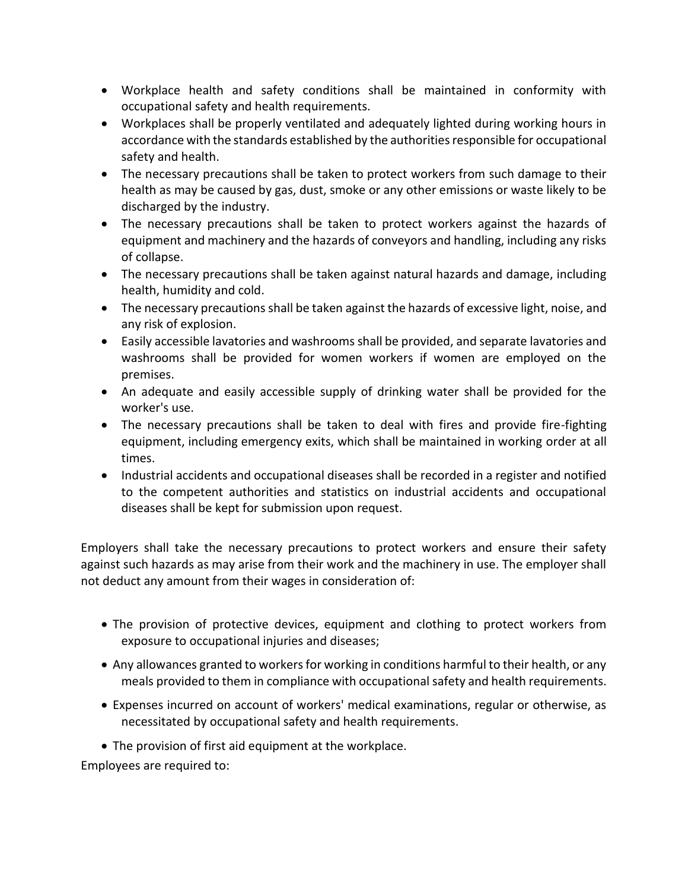- Workplace health and safety conditions shall be maintained in conformity with occupational safety and health requirements.
- Workplaces shall be properly ventilated and adequately lighted during working hours in accordance with the standards established by the authorities responsible for occupational safety and health.
- The necessary precautions shall be taken to protect workers from such damage to their health as may be caused by gas, dust, smoke or any other emissions or waste likely to be discharged by the industry.
- The necessary precautions shall be taken to protect workers against the hazards of equipment and machinery and the hazards of conveyors and handling, including any risks of collapse.
- The necessary precautions shall be taken against natural hazards and damage, including health, humidity and cold.
- The necessary precautions shall be taken against the hazards of excessive light, noise, and any risk of explosion.
- Easily accessible lavatories and washrooms shall be provided, and separate lavatories and washrooms shall be provided for women workers if women are employed on the premises.
- An adequate and easily accessible supply of drinking water shall be provided for the worker's use.
- The necessary precautions shall be taken to deal with fires and provide fire-fighting equipment, including emergency exits, which shall be maintained in working order at all times.
- Industrial accidents and occupational diseases shall be recorded in a register and notified to the competent authorities and statistics on industrial accidents and occupational diseases shall be kept for submission upon request.

Employers shall take the necessary precautions to protect workers and ensure their safety against such hazards as may arise from their work and the machinery in use. The employer shall not deduct any amount from their wages in consideration of:

- The provision of protective devices, equipment and clothing to protect workers from exposure to occupational injuries and diseases;
- Any allowances granted to workers for working in conditions harmful to their health, or any meals provided to them in compliance with occupational safety and health requirements.
- Expenses incurred on account of workers' medical examinations, regular or otherwise, as necessitated by occupational safety and health requirements.
- The provision of first aid equipment at the workplace.

Employees are required to: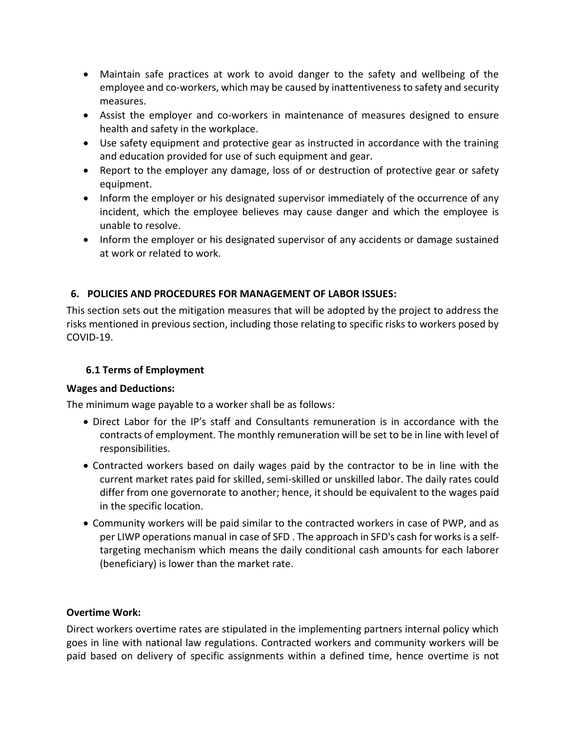- Maintain safe practices at work to avoid danger to the safety and wellbeing of the employee and co-workers, which may be caused by inattentiveness to safety and security measures.
- Assist the employer and co-workers in maintenance of measures designed to ensure health and safety in the workplace.
- Use safety equipment and protective gear as instructed in accordance with the training and education provided for use of such equipment and gear.
- Report to the employer any damage, loss of or destruction of protective gear or safety equipment.
- Inform the employer or his designated supervisor immediately of the occurrence of any incident, which the employee believes may cause danger and which the employee is unable to resolve.
- Inform the employer or his designated supervisor of any accidents or damage sustained at work or related to work.

## 6. POLICIES AND PROCEDURES FOR MANAGEMENT OF LABOR ISSUES:

This section sets out the mitigation measures that will be adopted by the project to address the risks mentioned in previous section, including those relating to specific risks to workers posed by COVID-19.

### 6.1 Terms of Employment

**Wages and Deductions:**

The minimum wage payable to a worker shall be as follows:

- Direct Labor for the IP's staff and Consultants remuneration is in accordance with the contracts of employment. The monthly remuneration will be set to be in line with level of responsibilities.
- Contracted workers based on daily wages paid by the contractor to be in line with the current market rates paid for skilled, semi-skilled or unskilled labor. The daily rates could differ from one governorate to another; hence, it should be equivalent to the wages paid in the specific location.
- Community workers will be paid similar to the contracted workers in case of PWP, and as per LIWP operations manual in case of SFD . The approach in SFD's cash for works is a self-targeting mechanism which means the daily conditional cash amounts for each laborer (beneficiary) is lower than the market rate.

**Overtime Work:**

Direct workers overtime rates are stipulated in the implementing partners internal policy which goes in line with national law regulations. Contracted workers and community workers will be paid based on delivery of specific assignments within a defined time, hence overtime is not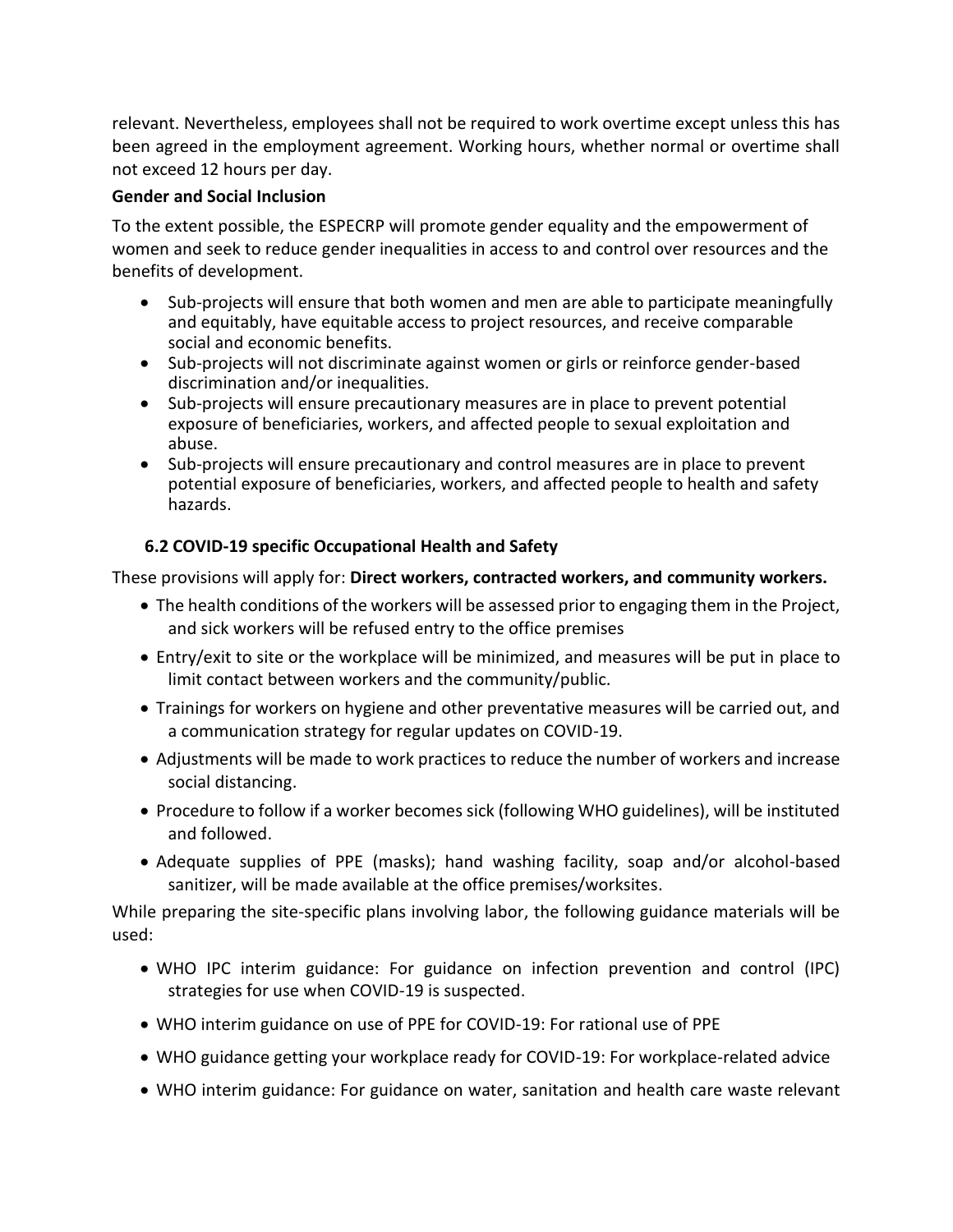relevant. Nevertheless, employees shall not be required to work overtime except unless this has been agreed in the employment agreement. Working hours, whether normal or overtime shall not exceed 12 hours per day.

**Gender and Social Inclusion**

To the extent possible, the ESPECRP will promote gender equality and the empowerment of women and seek to reduce gender inequalities in access to and control over resources and the benefits of development.

- Sub-projects will ensure that both women and men are able to participate meaningfully and equitably, have equitable access to project resources, and receive comparable social and economic benefits.
- Sub-projects will not discriminate against women or girls or reinforce gender-based discrimination and/or inequalities.
- Sub-projects will ensure precautionary measures are in place to prevent potential exposure of beneficiaries, workers, and affected people to sexual exploitation and abuse.
- Sub-projects will ensure precautionary and control measures are in place to prevent potential exposure of beneficiaries, workers, and affected people to health and safety hazards.

### 6.2 COVID-19 specific Occupational Health and Safety

These provisions will apply for: **Direct workers, contracted workers, and community workers.**

- The health conditions of the workers will be assessed prior to engaging them in the Project, and sick workers will be refused entry to the office premises
- Entry/exit to site or the workplace will be minimized, and measures will be put in place to limit contact between workers and the community/public.
- Trainings for workers on hygiene and other preventative measures will be carried out, and a communication strategy for regular updates on COVID-19.
- Adjustments will be made to work practices to reduce the number of workers and increase social distancing.
- Procedure to follow if a worker becomes sick (following WHO guidelines), will be instituted and followed.
- Adequate supplies of PPE (masks); hand washing facility, soap and/or alcohol-based sanitizer, will be made available at the office premises/worksites.

While preparing the site-specific plans involving labor, the following guidance materials will be used:

- WHO IPC interim guidance: For guidance on infection prevention and control (IPC) strategies for use when COVID-19 is suspected.
- WHO interim guidance on use of PPE for COVID-19: For rational use of PPE
- WHO guidance getting your workplace ready for COVID-19: For workplace-related advice
- WHO interim guidance: For guidance on water, sanitation and health care waste relevant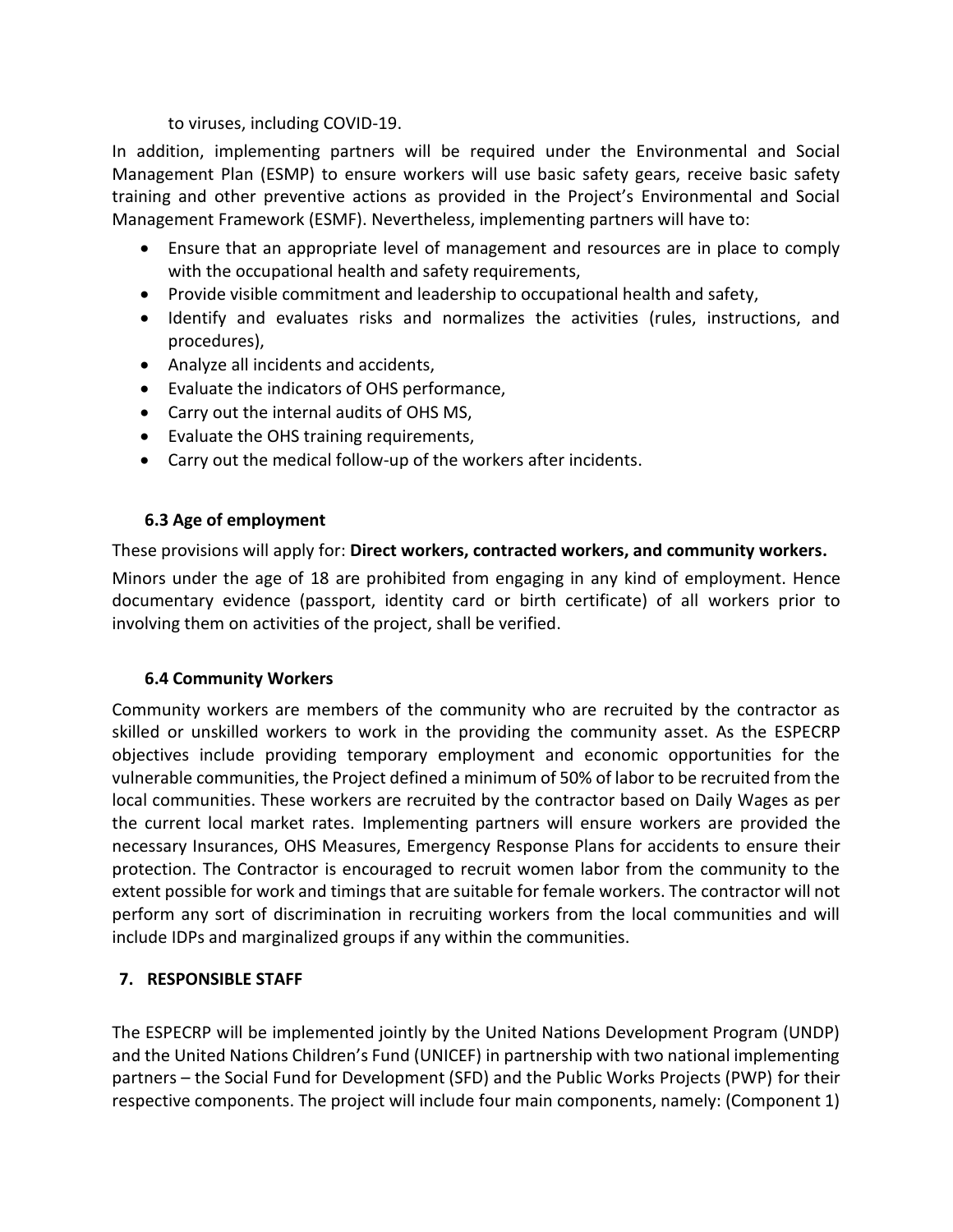to viruses, including COVID-19.

In addition, implementing partners will be required under the Environmental and Social Management Plan (ESMP) to ensure workers will use basic safety gears, receive basic safety training and other preventive actions as provided in the Project's Environmental and Social Management Framework (ESMF). Nevertheless, implementing partners will have to:

- Ensure that an appropriate level of management and resources are in place to comply with the occupational health and safety requirements,
- Provide visible commitment and leadership to occupational health and safety,
- Identify and evaluates risks and normalizes the activities (rules, instructions, and procedures),
- Analyze all incidents and accidents,
- Evaluate the indicators of OHS performance,
- Carry out the internal audits of OHS MS,
- Evaluate the OHS training requirements,
- Carry out the medical follow-up of the workers after incidents.

### 6.3 Age of employment

These provisions will apply for: **Direct workers, contracted workers, and community workers.**

Minors under the age of 18 are prohibited from engaging in any kind of employment. Hence documentary evidence (passport, identity card or birth certificate) of all workers prior to involving them on activities of the project, shall be verified.

### 6.4 Community Workers

Community workers are members of the community who are recruited by the contractor as skilled or unskilled workers to work in the providing the community asset. As the ESPECRP objectives include providing temporary employment and economic opportunities for the vulnerable communities, the Project defined a minimum of 50% of labor to be recruited from the local communities. These workers are recruited by the contractor based on Daily Wages as per the current local market rates. Implementing partners will ensure workers are provided the necessary Insurances, OHS Measures, Emergency Response Plans for accidents to ensure their protection. The Contractor is encouraged to recruit women labor from the community to the extent possible for work and timings that are suitable for female workers. The contractor will not perform any sort of discrimination in recruiting workers from the local communities and will include IDPs and marginalized groups if any within the communities.

## 7. RESPONSIBLE STAFF

The ESPECRP will be implemented jointly by the United Nations Development Program (UNDP) and the United Nations Children's Fund (UNICEF) in partnership with two national implementing partners – the Social Fund for Development (SFD) and the Public Works Projects (PWP) for their respective components. The project will include four main components, namely: (Component 1)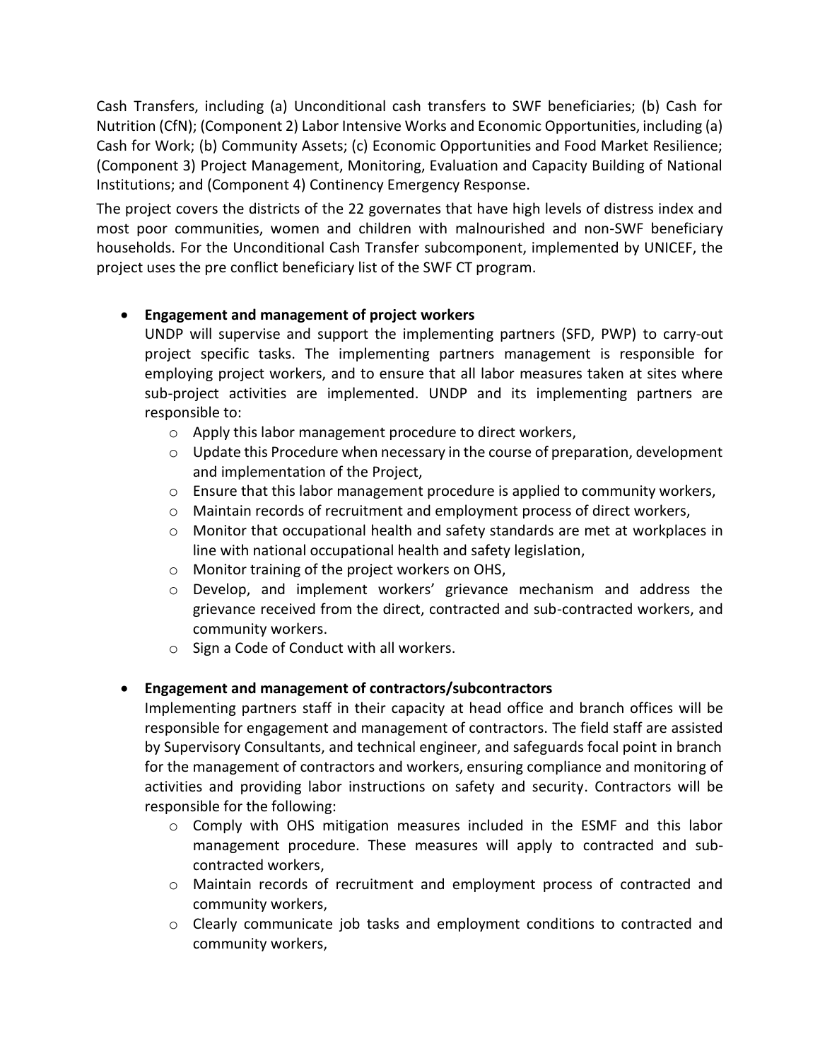Cash Transfers, including (a) Unconditional cash transfers to SWF beneficiaries; (b) Cash for Nutrition (CfN); (Component 2) Labor Intensive Works and Economic Opportunities, including (a) Cash for Work; (b) Community Assets; (c) Economic Opportunities and Food Market Resilience; (Component 3) Project Management, Monitoring, Evaluation and Capacity Building of National Institutions; and (Component 4) Continency Emergency Response.

The project covers the districts of the 22 governates that have high levels of distress index and most poor communities, women and children with malnourished and non-SWF beneficiary households. For the Unconditional Cash Transfer subcomponent, implemented by UNICEF, the project uses the pre conflict beneficiary list of the SWF CT program.

- **Engagement and management of project workers**

  UNDP will supervise and support the implementing partners (SFD, PWP) to carry-out project specific tasks. The implementing partners management is responsible for employing project workers, and to ensure that all labor measures taken at sites where sub-project activities are implemented. UNDP and its implementing partners are responsible to:
  - Apply this labor management procedure to direct workers,
  - Update this Procedure when necessary in the course of preparation, development and implementation of the Project,
  - Ensure that this labor management procedure is applied to community workers,
  - Maintain records of recruitment and employment process of direct workers,
  - Monitor that occupational health and safety standards are met at workplaces in line with national occupational health and safety legislation,
  - Monitor training of the project workers on OHS,
  - Develop, and implement workers' grievance mechanism and address the grievance received from the direct, contracted and sub-contracted workers, and community workers.
  - Sign a Code of Conduct with all workers.

- **Engagement and management of contractors/subcontractors**

  Implementing partners staff in their capacity at head office and branch offices will be responsible for engagement and management of contractors. The field staff are assisted by Supervisory Consultants, and technical engineer, and safeguards focal point in branch for the management of contractors and workers, ensuring compliance and monitoring of activities and providing labor instructions on safety and security. Contractors will be responsible for the following:
  - Comply with OHS mitigation measures included in the ESMF and this labor management procedure. These measures will apply to contracted and sub-contracted workers,
  - Maintain records of recruitment and employment process of contracted and community workers,
  - Clearly communicate job tasks and employment conditions to contracted and community workers,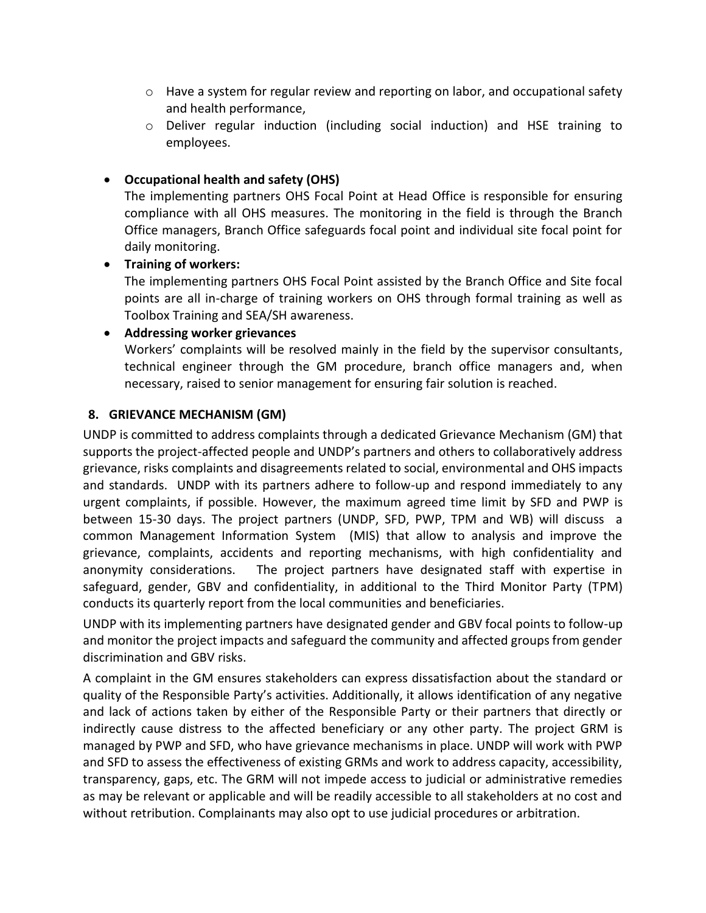- Have a system for regular review and reporting on labor, and occupational safety and health performance,
  - Deliver regular induction (including social induction) and HSE training to employees.

- **Occupational health and safety (OHS)**
  The implementing partners OHS Focal Point at Head Office is responsible for ensuring compliance with all OHS measures. The monitoring in the field is through the Branch Office managers, Branch Office safeguards focal point and individual site focal point for daily monitoring.
- **Training of workers:**
  The implementing partners OHS Focal Point assisted by the Branch Office and Site focal points are all in-charge of training workers on OHS through formal training as well as Toolbox Training and SEA/SH awareness.
- **Addressing worker grievances**
  Workers' complaints will be resolved mainly in the field by the supervisor consultants, technical engineer through the GM procedure, branch office managers and, when necessary, raised to senior management for ensuring fair solution is reached.

## 8. GRIEVANCE MECHANISM (GM)

UNDP is committed to address complaints through a dedicated Grievance Mechanism (GM) that supports the project-affected people and UNDP's partners and others to collaboratively address grievance, risks complaints and disagreements related to social, environmental and OHS impacts and standards. UNDP with its partners adhere to follow-up and respond immediately to any urgent complaints, if possible. However, the maximum agreed time limit by SFD and PWP is between 15-30 days. The project partners (UNDP, SFD, PWP, TPM and WB) will discuss a common Management Information System (MIS) that allow to analysis and improve the grievance, complaints, accidents and reporting mechanisms, with high confidentiality and anonymity considerations. The project partners have designated staff with expertise in safeguard, gender, GBV and confidentiality, in additional to the Third Monitor Party (TPM) conducts its quarterly report from the local communities and beneficiaries.

UNDP with its implementing partners have designated gender and GBV focal points to follow-up and monitor the project impacts and safeguard the community and affected groups from gender discrimination and GBV risks.

A complaint in the GM ensures stakeholders can express dissatisfaction about the standard or quality of the Responsible Party's activities. Additionally, it allows identification of any negative and lack of actions taken by either of the Responsible Party or their partners that directly or indirectly cause distress to the affected beneficiary or any other party. The project GRM is managed by PWP and SFD, who have grievance mechanisms in place. UNDP will work with PWP and SFD to assess the effectiveness of existing GRMs and work to address capacity, accessibility, transparency, gaps, etc. The GRM will not impede access to judicial or administrative remedies as may be relevant or applicable and will be readily accessible to all stakeholders at no cost and without retribution. Complainants may also opt to use judicial procedures or arbitration.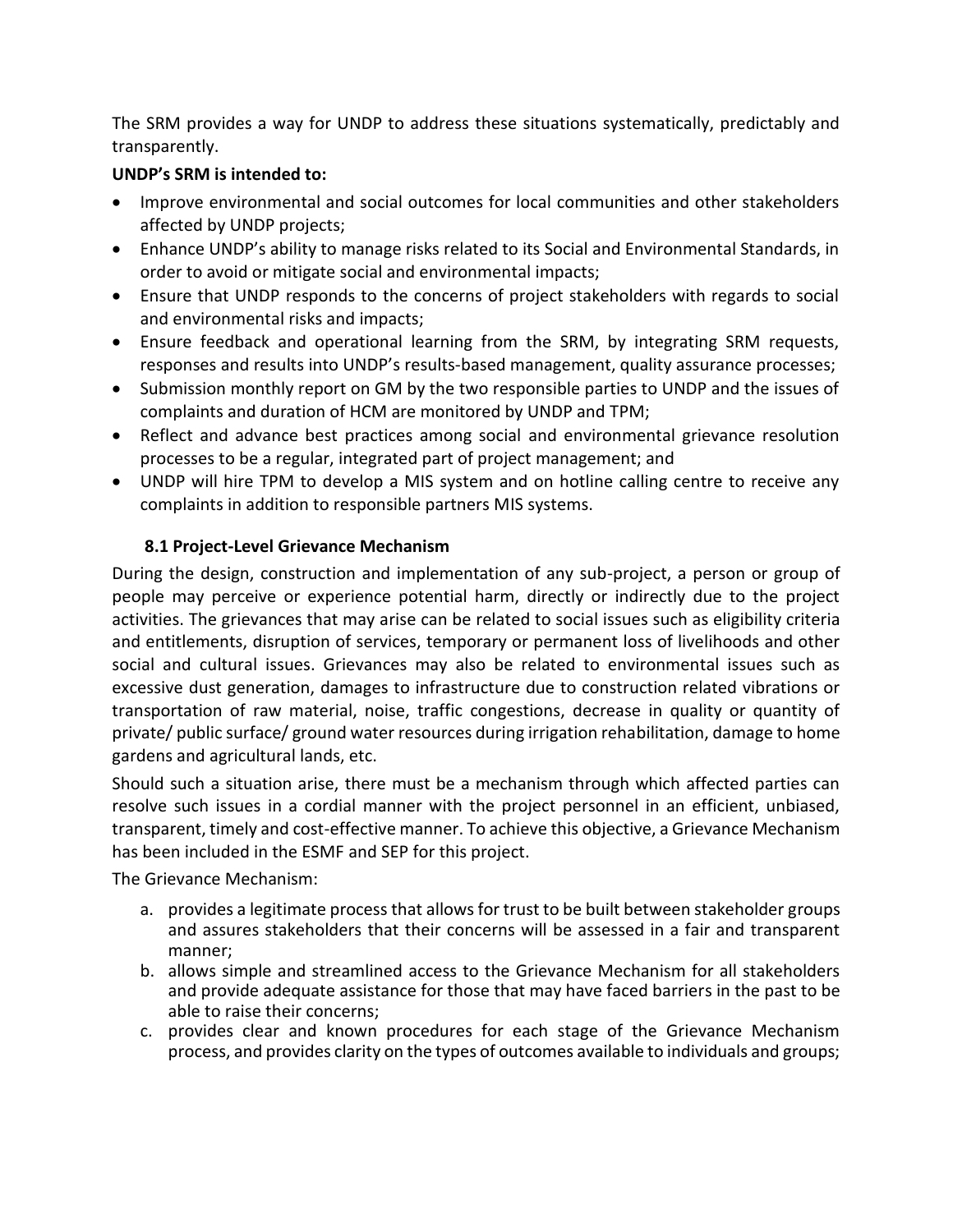The SRM provides a way for UNDP to address these situations systematically, predictably and transparently.

**UNDP's SRM is intended to:**

- Improve environmental and social outcomes for local communities and other stakeholders affected by UNDP projects;
- Enhance UNDP's ability to manage risks related to its Social and Environmental Standards, in order to avoid or mitigate social and environmental impacts;
- Ensure that UNDP responds to the concerns of project stakeholders with regards to social and environmental risks and impacts;
- Ensure feedback and operational learning from the SRM, by integrating SRM requests, responses and results into UNDP's results-based management, quality assurance processes;
- Submission monthly report on GM by the two responsible parties to UNDP and the issues of complaints and duration of HCM are monitored by UNDP and TPM;
- Reflect and advance best practices among social and environmental grievance resolution processes to be a regular, integrated part of project management; and
- UNDP will hire TPM to develop a MIS system and on hotline calling centre to receive any complaints in addition to responsible partners MIS systems.

### 8.1 Project-Level Grievance Mechanism

During the design, construction and implementation of any sub-project, a person or group of people may perceive or experience potential harm, directly or indirectly due to the project activities. The grievances that may arise can be related to social issues such as eligibility criteria and entitlements, disruption of services, temporary or permanent loss of livelihoods and other social and cultural issues. Grievances may also be related to environmental issues such as excessive dust generation, damages to infrastructure due to construction related vibrations or transportation of raw material, noise, traffic congestions, decrease in quality or quantity of private/ public surface/ ground water resources during irrigation rehabilitation, damage to home gardens and agricultural lands, etc.

Should such a situation arise, there must be a mechanism through which affected parties can resolve such issues in a cordial manner with the project personnel in an efficient, unbiased, transparent, timely and cost-effective manner. To achieve this objective, a Grievance Mechanism has been included in the ESMF and SEP for this project.

The Grievance Mechanism:

a. provides a legitimate process that allows for trust to be built between stakeholder groups and assures stakeholders that their concerns will be assessed in a fair and transparent manner;
b. allows simple and streamlined access to the Grievance Mechanism for all stakeholders and provide adequate assistance for those that may have faced barriers in the past to be able to raise their concerns;
c. provides clear and known procedures for each stage of the Grievance Mechanism process, and provides clarity on the types of outcomes available to individuals and groups;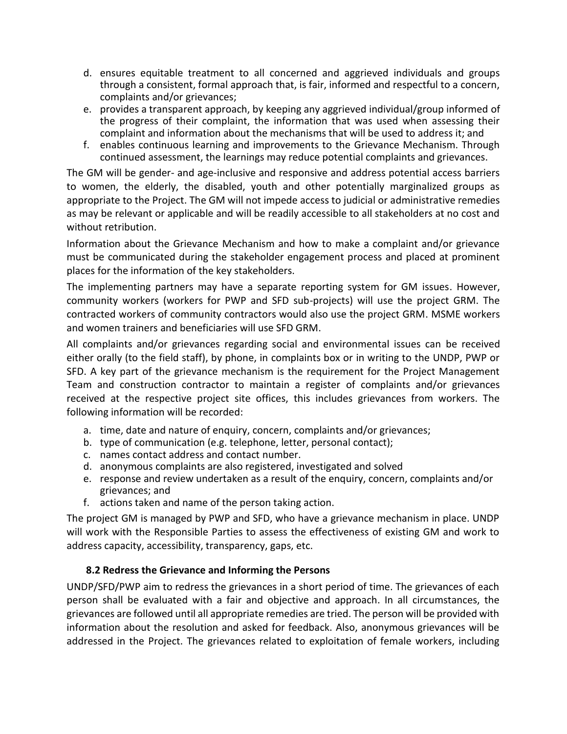d. ensures equitable treatment to all concerned and aggrieved individuals and groups through a consistent, formal approach that, is fair, informed and respectful to a concern, complaints and/or grievances;
e. provides a transparent approach, by keeping any aggrieved individual/group informed of the progress of their complaint, the information that was used when assessing their complaint and information about the mechanisms that will be used to address it; and
f. enables continuous learning and improvements to the Grievance Mechanism. Through continued assessment, the learnings may reduce potential complaints and grievances.

The GM will be gender- and age-inclusive and responsive and address potential access barriers to women, the elderly, the disabled, youth and other potentially marginalized groups as appropriate to the Project. The GM will not impede access to judicial or administrative remedies as may be relevant or applicable and will be readily accessible to all stakeholders at no cost and without retribution.

Information about the Grievance Mechanism and how to make a complaint and/or grievance must be communicated during the stakeholder engagement process and placed at prominent places for the information of the key stakeholders.

The implementing partners may have a separate reporting system for GM issues. However, community workers (workers for PWP and SFD sub-projects) will use the project GRM. The contracted workers of community contractors would also use the project GRM. MSME workers and women trainers and beneficiaries will use SFD GRM.

All complaints and/or grievances regarding social and environmental issues can be received either orally (to the field staff), by phone, in complaints box or in writing to the UNDP, PWP or SFD. A key part of the grievance mechanism is the requirement for the Project Management Team and construction contractor to maintain a register of complaints and/or grievances received at the respective project site offices, this includes grievances from workers. The following information will be recorded:

a. time, date and nature of enquiry, concern, complaints and/or grievances;
b. type of communication (e.g. telephone, letter, personal contact);
c. names contact address and contact number.
d. anonymous complaints are also registered, investigated and solved
e. response and review undertaken as a result of the enquiry, concern, complaints and/or grievances; and
f. actions taken and name of the person taking action.

The project GM is managed by PWP and SFD, who have a grievance mechanism in place. UNDP will work with the Responsible Parties to assess the effectiveness of existing GM and work to address capacity, accessibility, transparency, gaps, etc.

### 8.2 Redress the Grievance and Informing the Persons

UNDP/SFD/PWP aim to redress the grievances in a short period of time. The grievances of each person shall be evaluated with a fair and objective and approach. In all circumstances, the grievances are followed until all appropriate remedies are tried. The person will be provided with information about the resolution and asked for feedback. Also, anonymous grievances will be addressed in the Project. The grievances related to exploitation of female workers, including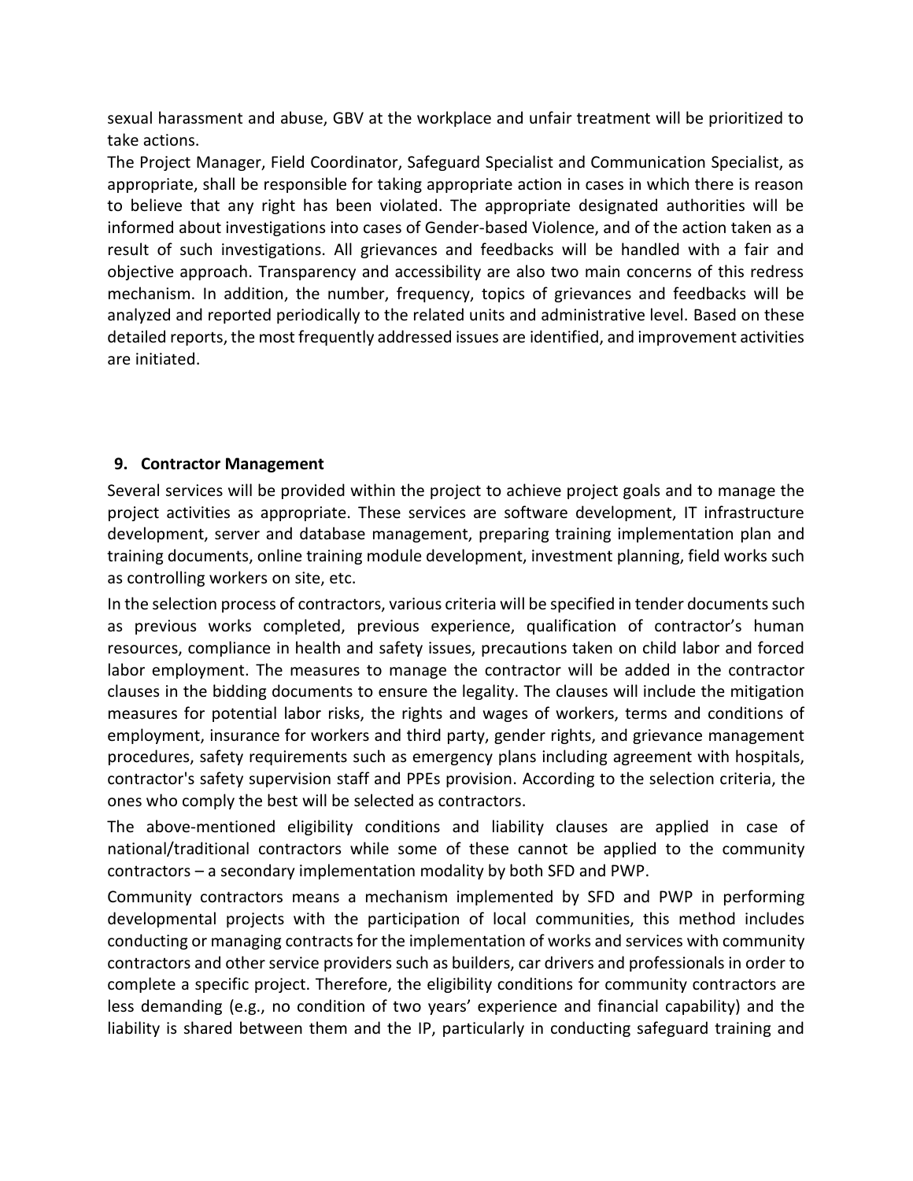sexual harassment and abuse, GBV at the workplace and unfair treatment will be prioritized to take actions.

The Project Manager, Field Coordinator, Safeguard Specialist and Communication Specialist, as appropriate, shall be responsible for taking appropriate action in cases in which there is reason to believe that any right has been violated. The appropriate designated authorities will be informed about investigations into cases of Gender-based Violence, and of the action taken as a result of such investigations. All grievances and feedbacks will be handled with a fair and objective approach. Transparency and accessibility are also two main concerns of this redress mechanism. In addition, the number, frequency, topics of grievances and feedbacks will be analyzed and reported periodically to the related units and administrative level. Based on these detailed reports, the most frequently addressed issues are identified, and improvement activities are initiated.

## 9. Contractor Management

Several services will be provided within the project to achieve project goals and to manage the project activities as appropriate. These services are software development, IT infrastructure development, server and database management, preparing training implementation plan and training documents, online training module development, investment planning, field works such as controlling workers on site, etc.

In the selection process of contractors, various criteria will be specified in tender documents such as previous works completed, previous experience, qualification of contractor's human resources, compliance in health and safety issues, precautions taken on child labor and forced labor employment. The measures to manage the contractor will be added in the contractor clauses in the bidding documents to ensure the legality. The clauses will include the mitigation measures for potential labor risks, the rights and wages of workers, terms and conditions of employment, insurance for workers and third party, gender rights, and grievance management procedures, safety requirements such as emergency plans including agreement with hospitals, contractor's safety supervision staff and PPEs provision. According to the selection criteria, the ones who comply the best will be selected as contractors.

The above-mentioned eligibility conditions and liability clauses are applied in case of national/traditional contractors while some of these cannot be applied to the community contractors – a secondary implementation modality by both SFD and PWP.

Community contractors means a mechanism implemented by SFD and PWP in performing developmental projects with the participation of local communities, this method includes conducting or managing contracts for the implementation of works and services with community contractors and other service providers such as builders, car drivers and professionals in order to complete a specific project. Therefore, the eligibility conditions for community contractors are less demanding (e.g., no condition of two years' experience and financial capability) and the liability is shared between them and the IP, particularly in conducting safeguard training and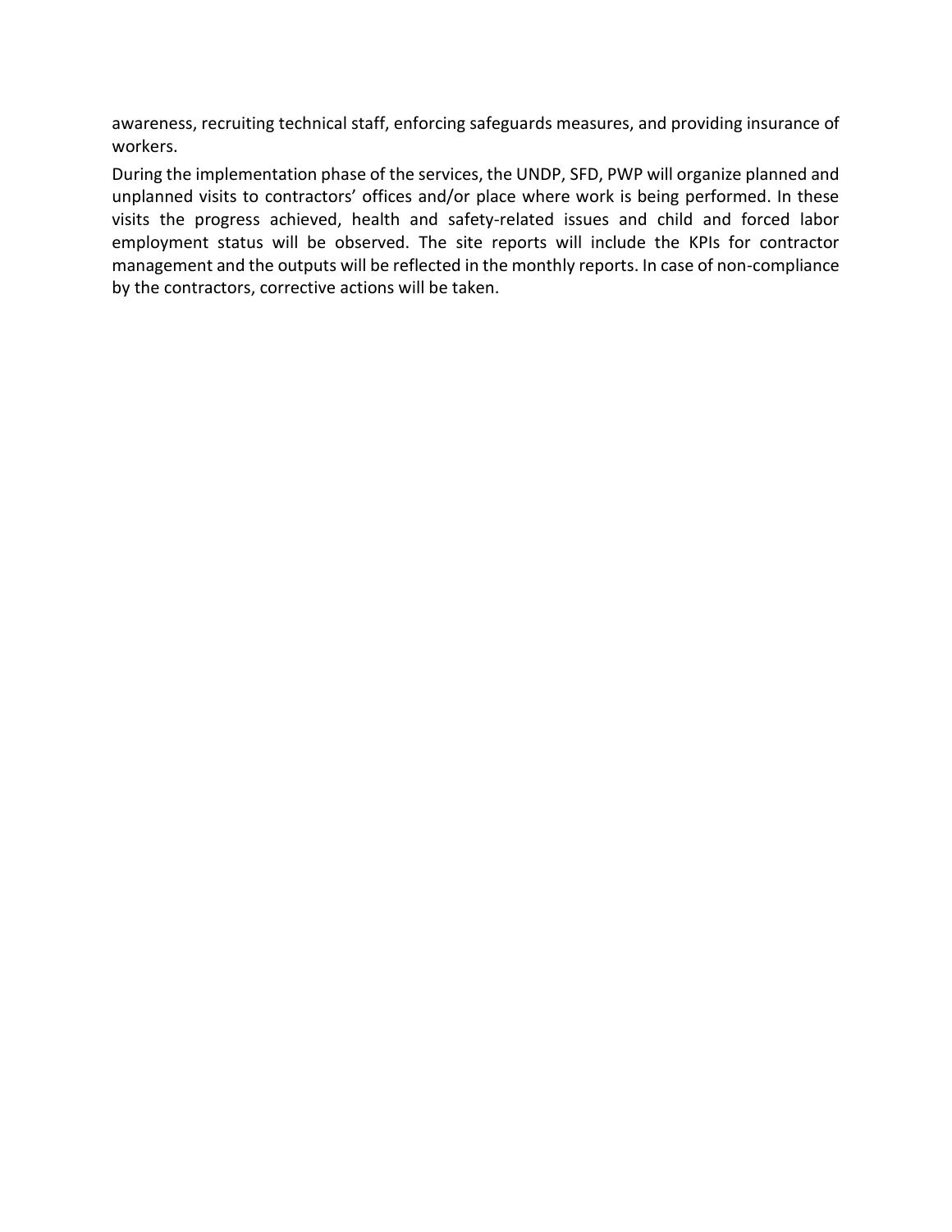awareness, recruiting technical staff, enforcing safeguards measures, and providing insurance of workers.

During the implementation phase of the services, the UNDP, SFD, PWP will organize planned and unplanned visits to contractors' offices and/or place where work is being performed. In these visits the progress achieved, health and safety-related issues and child and forced labor employment status will be observed. The site reports will include the KPIs for contractor management and the outputs will be reflected in the monthly reports. In case of non-compliance by the contractors, corrective actions will be taken.